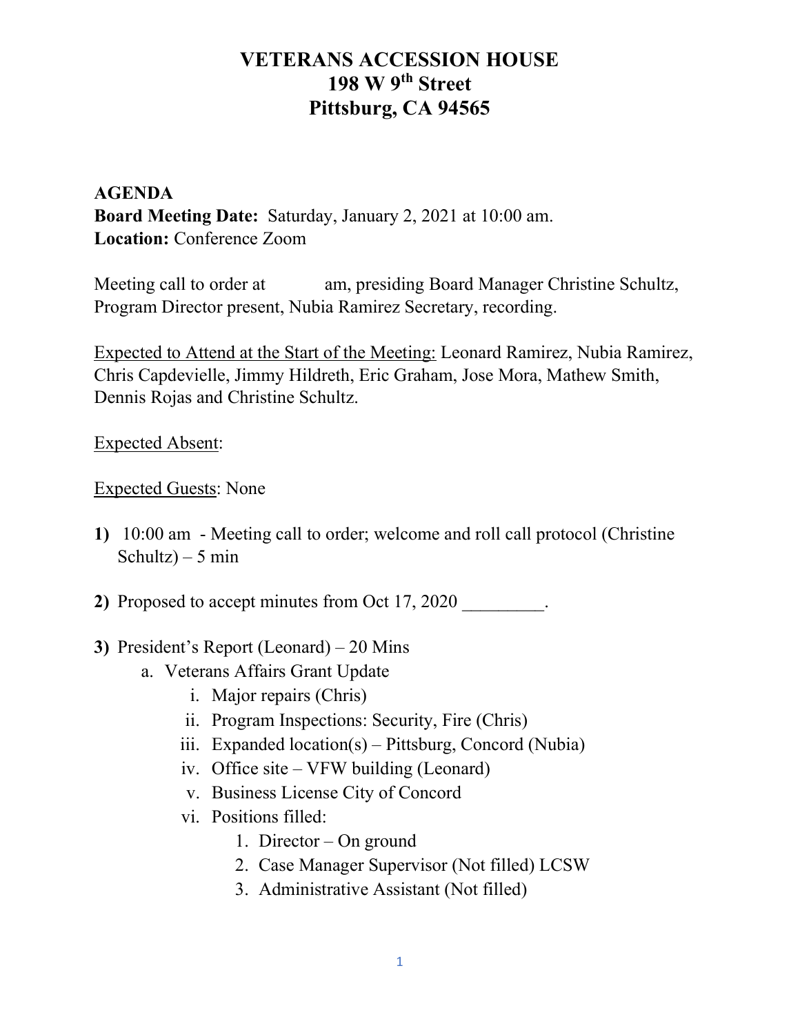# VETERANS ACCESSION HOUSE
# 198 W 9th Street
# Pittsburg, CA 94565

**AGENDA**
**Board Meeting Date:** Saturday, January 2, 2021 at 10:00 am.
**Location:** Conference Zoom

Meeting call to order at            am, presiding Board Manager Christine Schultz, Program Director present, Nubia Ramirez Secretary, recording.

Expected to Attend at the Start of the Meeting: Leonard Ramirez, Nubia Ramirez, Chris Capdevielle, Jimmy Hildreth, Eric Graham, Jose Mora, Mathew Smith, Dennis Rojas and Christine Schultz.

Expected Absent:

Expected Guests: None

**1)** 10:00 am - Meeting call to order; welcome and roll call protocol (Christine Schultz) – 5 min

**2)** Proposed to accept minutes from Oct 17, 2020 _________.

**3)** President's Report (Leonard) – 20 Mins
   a. Veterans Affairs Grant Update
      i. Major repairs (Chris)
      ii. Program Inspections: Security, Fire (Chris)
      iii. Expanded location(s) – Pittsburg, Concord (Nubia)
      iv. Office site – VFW building (Leonard)
      v. Business License City of Concord
      vi. Positions filled:
         1. Director – On ground
         2. Case Manager Supervisor (Not filled) LCSW
         3. Administrative Assistant (Not filled)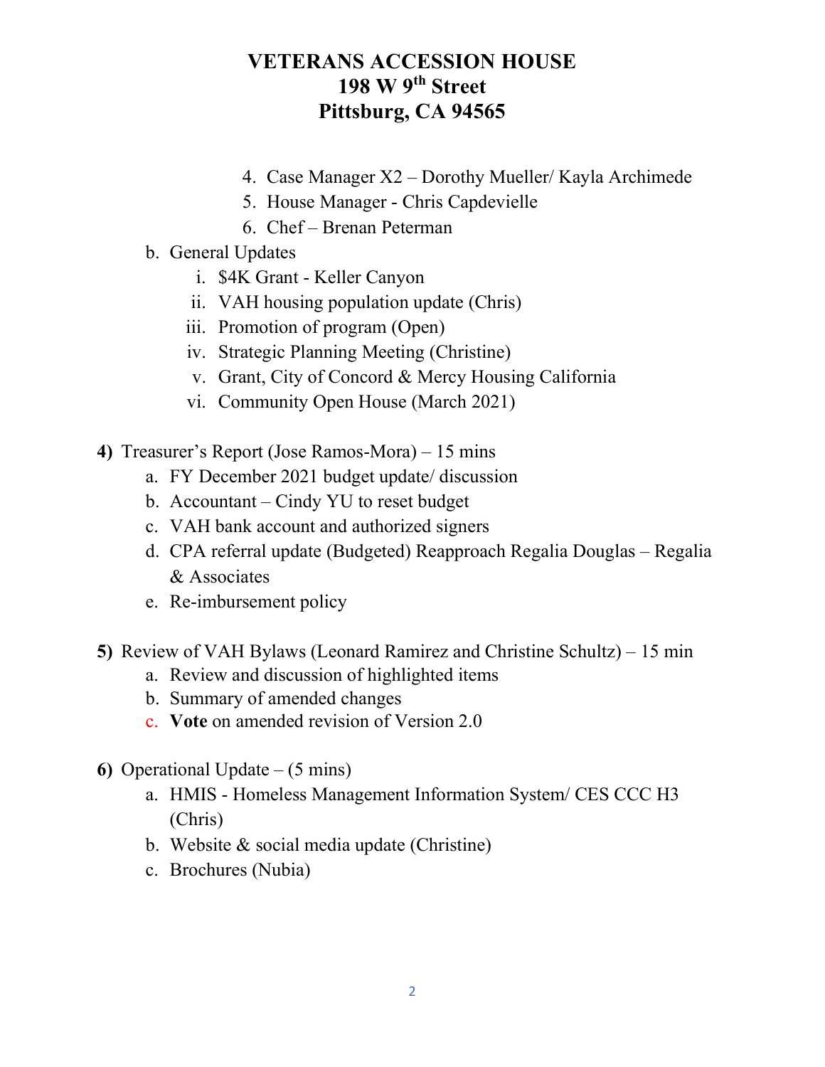# VETERANS ACCESSION HOUSE
# 198 W 9th Street
# Pittsburg, CA 94565

4. Case Manager X2 – Dorothy Mueller/ Kayla Archimede
5. House Manager - Chris Capdevielle
6. Chef – Brenan Peterman

b. General Updates
   i. $4K Grant - Keller Canyon
   ii. VAH housing population update (Chris)
   iii. Promotion of program (Open)
   iv. Strategic Planning Meeting (Christine)
   v. Grant, City of Concord & Mercy Housing California
   vi. Community Open House (March 2021)

**4)** Treasurer's Report (Jose Ramos-Mora) – 15 mins
   a. FY December 2021 budget update/ discussion
   b. Accountant – Cindy YU to reset budget
   c. VAH bank account and authorized signers
   d. CPA referral update (Budgeted) Reapproach Regalia Douglas – Regalia & Associates
   e. Re-imbursement policy

**5)** Review of VAH Bylaws (Leonard Ramirez and Christine Schultz) – 15 min
   a. Review and discussion of highlighted items
   b. Summary of amended changes
   c. **Vote** on amended revision of Version 2.0

**6)** Operational Update – (5 mins)
   a. HMIS - Homeless Management Information System/ CES CCC H3 (Chris)
   b. Website & social media update (Christine)
   c. Brochures (Nubia)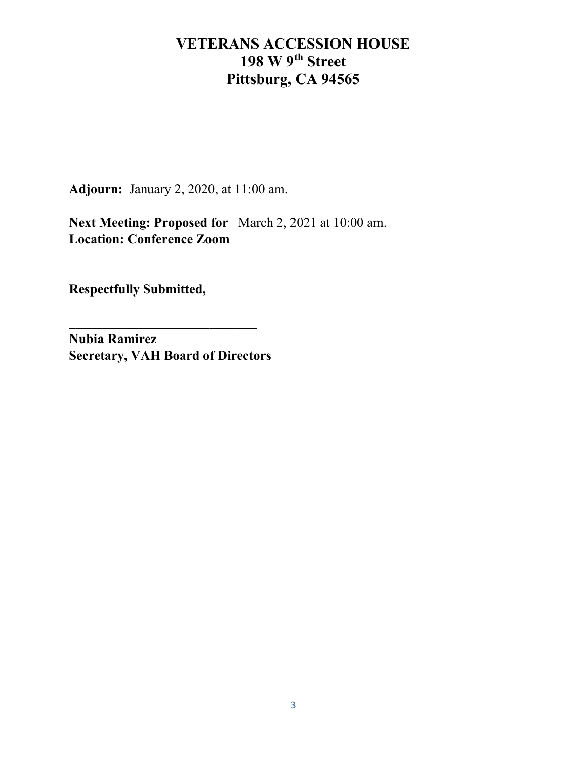# VETERANS ACCESSION HOUSE
# 198 W 9th Street
# Pittsburg, CA 94565

**Adjourn:** January 2, 2020, at 11:00 am.

**Next Meeting: Proposed for** March 2, 2021 at 10:00 am.
**Location: Conference Zoom**

**Respectfully Submitted,**

**______________________________**
**Nubia Ramirez**
**Secretary, VAH Board of Directors**